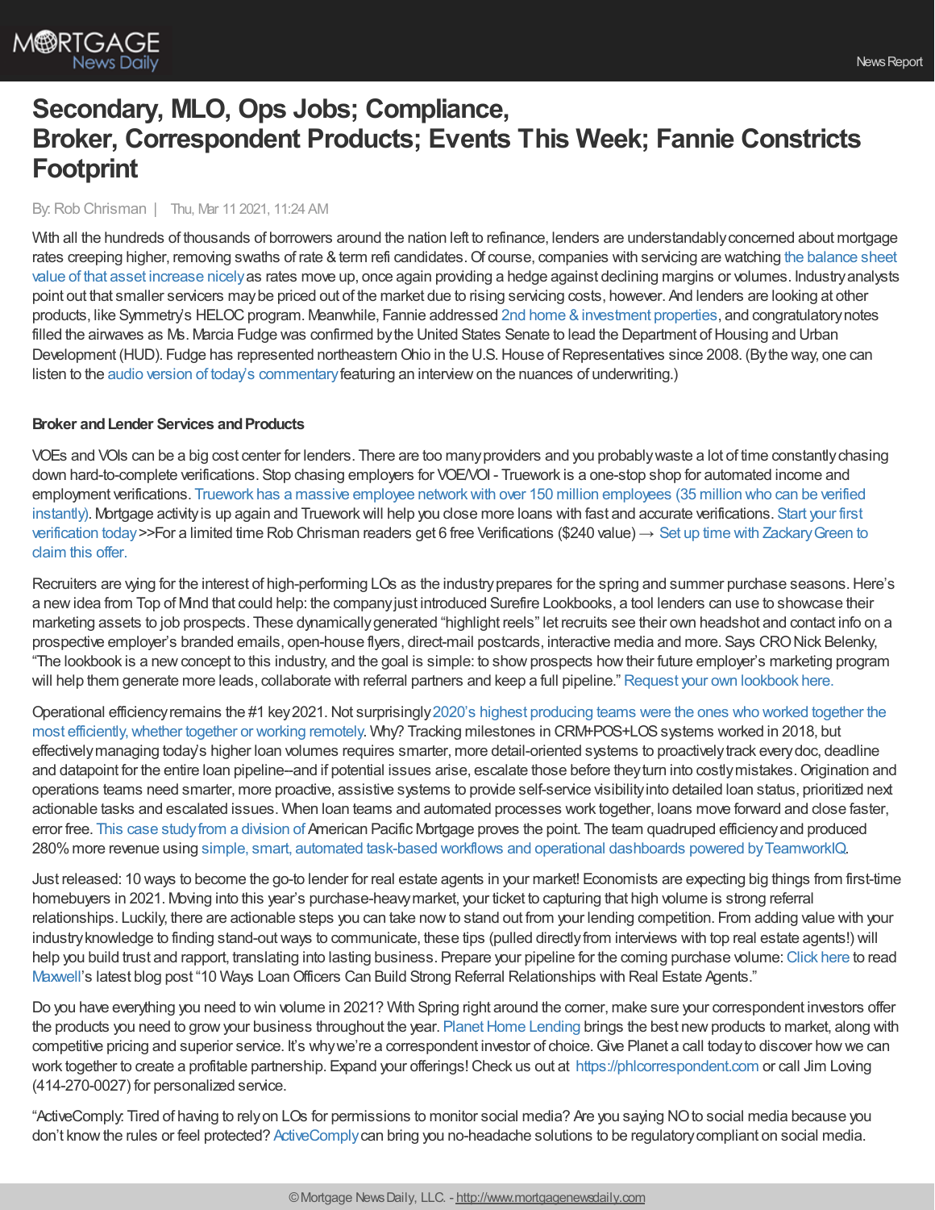# Secondary, MLO, Ops Jobs; Compliance, Broker, Correspondent Products; Events This Week; Fannie Constricts Footprint

By: Rob Chrisman | Thu, Mar 11 2021, 11:24 AM

With all the hundreds of thousands of borrowers around the nation left to refinance, lenders are understandably concerned about mortgage rates creeping higher, removing swaths of rate & term refi candidates. Of course, companies with servicing are watching the balance sheet value of that asset increase nicely as rates move up, once again providing a hedge against declining margins or volumes. Industry analysts point out that smaller servicers may be priced out of the market due to rising servicing costs, however. And lenders are looking at other products, like Symmetry's HELOC program. Meanwhile, Fannie addressed 2nd home & investment properties, and congratulatory notes filled the airwaves as Ms. Marcia Fudge was confirmed by the United States Senate to lead the Department of Housing and Urban Development (HUD). Fudge has represented northeastern Ohio in the U.S. House of Representatives since 2008. (By the way, one can listen to the audio version of today's commentary featuring an interview on the nuances of underwriting.)

**Broker and Lender Services and Products**

VOEs and VOIs can be a big cost center for lenders. There are too many providers and you probably waste a lot of time constantly chasing down hard-to-complete verifications. Stop chasing employers for VOE/VOI - Truework is a one-stop shop for automated income and employment verifications. Truework has a massive employee network with over 150 million employees (35 million who can be verified instantly). Mortgage activity is up again and Truework will help you close more loans with fast and accurate verifications. Start your first verification today >>For a limited time Rob Chrisman readers get 6 free Verifications ($240 value) → Set up time with Zackary Green to claim this offer.

Recruiters are vying for the interest of high-performing LOs as the industry prepares for the spring and summer purchase seasons. Here's a new idea from Top of Mind that could help: the company just introduced Surefire Lookbooks, a tool lenders can use to showcase their marketing assets to job prospects. These dynamically generated "highlight reels" let recruits see their own headshot and contact info on a prospective employer's branded emails, open-house flyers, direct-mail postcards, interactive media and more. Says CRO Nick Belenky, "The lookbook is a new concept to this industry, and the goal is simple: to show prospects how their future employer's marketing program will help them generate more leads, collaborate with referral partners and keep a full pipeline." Request your own lookbook here.

Operational efficiency remains the #1 key 2021. Not surprisingly 2020's highest producing teams were the ones who worked together the most efficiently, whether together or working remotely. Why? Tracking milestones in CRM+POS+LOS systems worked in 2018, but effectively managing today's higher loan volumes requires smarter, more detail-oriented systems to proactively track every doc, deadline and datapoint for the entire loan pipeline--and if potential issues arise, escalate those before they turn into costly mistakes. Origination and operations teams need smarter, more proactive, assistive systems to provide self-service visibility into detailed loan status, prioritized next actionable tasks and escalated issues. When loan teams and automated processes work together, loans move forward and close faster, error free. This case study from a division of American Pacific Mortgage proves the point. The team quadrupled efficiency and produced 280% more revenue using simple, smart, automated task-based workflows and operational dashboards powered by TeamworkIQ.

Just released: 10 ways to become the go-to lender for real estate agents in your market! Economists are expecting big things from first-time homebuyers in 2021. Moving into this year's purchase-heavy market, your ticket to capturing that high volume is strong referral relationships. Luckily, there are actionable steps you can take now to stand out from your lending competition. From adding value with your industry knowledge to finding stand-out ways to communicate, these tips (pulled directly from interviews with top real estate agents!) will help you build trust and rapport, translating into lasting business. Prepare your pipeline for the coming purchase volume: Click here to read Maxwell's latest blog post "10 Ways Loan Officers Can Build Strong Referral Relationships with Real Estate Agents."

Do you have everything you need to win volume in 2021? With Spring right around the corner, make sure your correspondent investors offer the products you need to grow your business throughout the year. Planet Home Lending brings the best new products to market, along with competitive pricing and superior service. It's why we're a correspondent investor of choice. Give Planet a call today to discover how we can work together to create a profitable partnership. Expand your offerings! Check us out at https://phlcorrespondent.com or call Jim Loving (414-270-0027) for personalized service.

"ActiveComply: Tired of having to rely on LOs for permissions to monitor social media? Are you saying NO to social media because you don't know the rules or feel protected? ActiveComply can bring you no-headache solutions to be regulatory compliant on social media.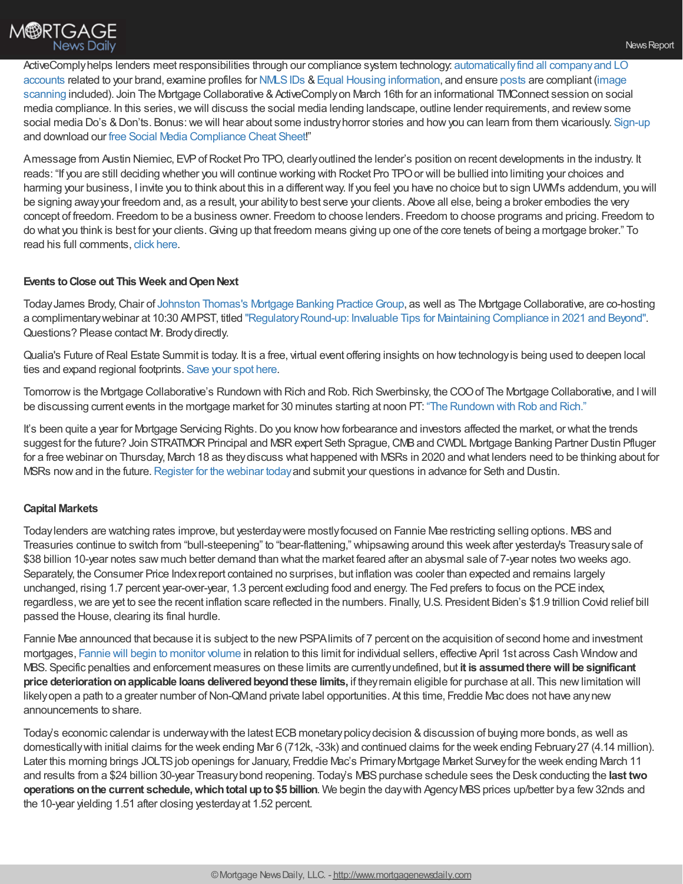ActiveComply helps lenders meet responsibilities through our compliance system technology: automatically find all company and LO accounts related to your brand, examine profiles for NMLS IDs & Equal Housing information, and ensure posts are compliant (image scanning included). Join The Mortgage Collaborative & ActiveComply on March 16th for an informational TMConnect session on social media compliance. In this series, we will discuss the social media lending landscape, outline lender requirements, and review some social media Do's & Don'ts. Bonus: we will hear about some industry horror stories and how you can learn from them vicariously. Sign-up and download our free Social Media Compliance Cheat Sheet!"

A message from Austin Niemiec, EVP of Rocket Pro TPO, clearly outlined the lender's position on recent developments in the industry. It reads: "If you are still deciding whether you will continue working with Rocket Pro TPO or will be bullied into limiting your choices and harming your business, I invite you to think about this in a different way. If you feel you have no choice but to sign UWM's addendum, you will be signing away your freedom and, as a result, your ability to best serve your clients. Above all else, being a broker embodies the very concept of freedom. Freedom to be a business owner. Freedom to choose lenders. Freedom to choose programs and pricing. Freedom to do what you think is best for your clients. Giving up that freedom means giving up one of the core tenets of being a mortgage broker." To read his full comments, click here.

**Events to Close out This Week and Open Next**

Today James Brody, Chair of Johnston Thomas's Mortgage Banking Practice Group, as well as The Mortgage Collaborative, are co-hosting a complimentary webinar at 10:30 AM PST, titled "Regulatory Round-up: Invaluable Tips for Maintaining Compliance in 2021 and Beyond". Questions? Please contact Mr. Brody directly.

Qualia's Future of Real Estate Summit is today. It is a free, virtual event offering insights on how technology is being used to deepen local ties and expand regional footprints. Save your spot here.

Tomorrow is the Mortgage Collaborative's Rundown with Rich and Rob. Rich Swerbinsky, the COO of The Mortgage Collaborative, and I will be discussing current events in the mortgage market for 30 minutes starting at noon PT: "The Rundown with Rob and Rich."

It's been quite a year for Mortgage Servicing Rights. Do you know how forbearance and investors affected the market, or what the trends suggest for the future? Join STRATMOR Principal and MSR expert Seth Sprague, CMB and CWDL Mortgage Banking Partner Dustin Pfluger for a free webinar on Thursday, March 18 as they discuss what happened with MSRs in 2020 and what lenders need to be thinking about for MSRs now and in the future. Register for the webinar today and submit your questions in advance for Seth and Dustin.

**Capital Markets**

Today lenders are watching rates improve, but yesterday were mostly focused on Fannie Mae restricting selling options. MBS and Treasuries continue to switch from "bull-steepening" to "bear-flattening," whipsawing around this week after yesterday's Treasury sale of $38 billion 10-year notes saw much better demand than what the market feared after an abysmal sale of 7-year notes two weeks ago. Separately, the Consumer Price Index report contained no surprises, but inflation was cooler than expected and remains largely unchanged, rising 1.7 percent year-over-year, 1.3 percent excluding food and energy. The Fed prefers to focus on the PCE index, regardless, we are yet to see the recent inflation scare reflected in the numbers. Finally, U.S. President Biden's $1.9 trillion Covid relief bill passed the House, clearing its final hurdle.

Fannie Mae announced that because it is subject to the new PSPA limits of 7 percent on the acquisition of second home and investment mortgages, Fannie will begin to monitor volume in relation to this limit for individual sellers, effective April 1st across Cash Window and MBS. Specific penalties and enforcement measures on these limits are currently undefined, but **it is assumed there will be significant price deterioration on applicable loans delivered beyond these limits,** if they remain eligible for purchase at all. This new limitation will likely open a path to a greater number of Non-QM and private label opportunities. At this time, Freddie Mac does not have any new announcements to share.

Today's economic calendar is underway with the latest ECB monetary policy decision & discussion of buying more bonds, as well as domestically with initial claims for the week ending Mar 6 (712k, -33k) and continued claims for the week ending February 27 (4.14 million). Later this morning brings JOLTS job openings for January, Freddie Mac's Primary Mortgage Market Survey for the week ending March 11 and results from a $24 billion 30-year Treasury bond reopening. Today's MBS purchase schedule sees the Desk conducting the **last two operations on the current schedule, which total up to $5 billion**. We begin the day with Agency MBS prices up/better by a few 32nds and the 10-year yielding 1.51 after closing yesterday at 1.52 percent.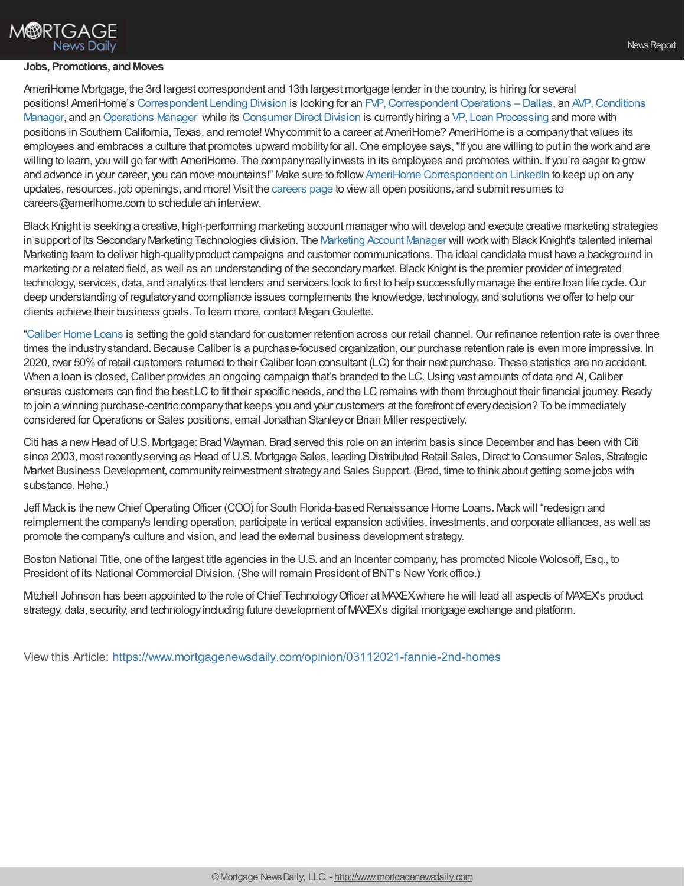**Jobs, Promotions, and Moves**

AmeriHome Mortgage, the 3rd largest correspondent and 13th largest mortgage lender in the country, is hiring for several positions! AmeriHome's Correspondent Lending Division is looking for an FVP, Correspondent Operations – Dallas, an AVP, Conditions Manager, and an Operations Manager while its Consumer Direct Division is currently hiring a VP, Loan Processing and more with positions in Southern California, Texas, and remote! Why commit to a career at AmeriHome? AmeriHome is a company that values its employees and embraces a culture that promotes upward mobility for all. One employee says, "If you are willing to put in the work and are willing to learn, you will go far with AmeriHome. The company really invests in its employees and promotes within. If you're eager to grow and advance in your career, you can move mountains!" Make sure to follow AmeriHome Correspondent on LinkedIn to keep up on any updates, resources, job openings, and more! Visit the careers page to view all open positions, and submit resumes to careers@amerihome.com to schedule an interview.

Black Knight is seeking a creative, high-performing marketing account manager who will develop and execute creative marketing strategies in support of its Secondary Marketing Technologies division. The Marketing Account Manager will work with Black Knight's talented internal Marketing team to deliver high-quality product campaigns and customer communications. The ideal candidate must have a background in marketing or a related field, as well as an understanding of the secondary market. Black Knight is the premier provider of integrated technology, services, data, and analytics that lenders and servicers look to first to help successfully manage the entire loan life cycle. Our deep understanding of regulatory and compliance issues complements the knowledge, technology, and solutions we offer to help our clients achieve their business goals. To learn more, contact Megan Goulette.

"Caliber Home Loans is setting the gold standard for customer retention across our retail channel. Our refinance retention rate is over three times the industry standard. Because Caliber is a purchase-focused organization, our purchase retention rate is even more impressive. In 2020, over 50% of retail customers returned to their Caliber loan consultant (LC) for their next purchase. These statistics are no accident. When a loan is closed, Caliber provides an ongoing campaign that's branded to the LC. Using vast amounts of data and AI, Caliber ensures customers can find the best LC to fit their specific needs, and the LC remains with them throughout their financial journey. Ready to join a winning purchase-centric company that keeps you and your customers at the forefront of every decision? To be immediately considered for Operations or Sales positions, email Jonathan Stanley or Brian Miller respectively.

Citi has a new Head of U.S. Mortgage: Brad Wayman. Brad served this role on an interim basis since December and has been with Citi since 2003, most recently serving as Head of U.S. Mortgage Sales, leading Distributed Retail Sales, Direct to Consumer Sales, Strategic Market Business Development, community reinvestment strategy and Sales Support. (Brad, time to think about getting some jobs with substance. Hehe.)

Jeff Mack is the new Chief Operating Officer (COO) for South Florida-based Renaissance Home Loans. Mack will "redesign and reimplement the company's lending operation, participate in vertical expansion activities, investments, and corporate alliances, as well as promote the company's culture and vision, and lead the external business development strategy.

Boston National Title, one of the largest title agencies in the U.S. and an Incenter company, has promoted Nicole Wolosoff, Esq., to President of its National Commercial Division. (She will remain President of BNT's New York office.)

Mitchell Johnson has been appointed to the role of Chief Technology Officer at MAXEX where he will lead all aspects of MAXEX's product strategy, data, security, and technology including future development of MAXEX's digital mortgage exchange and platform.

View this Article: https://www.mortgagenewsdaily.com/opinion/03112021-fannie-2nd-homes